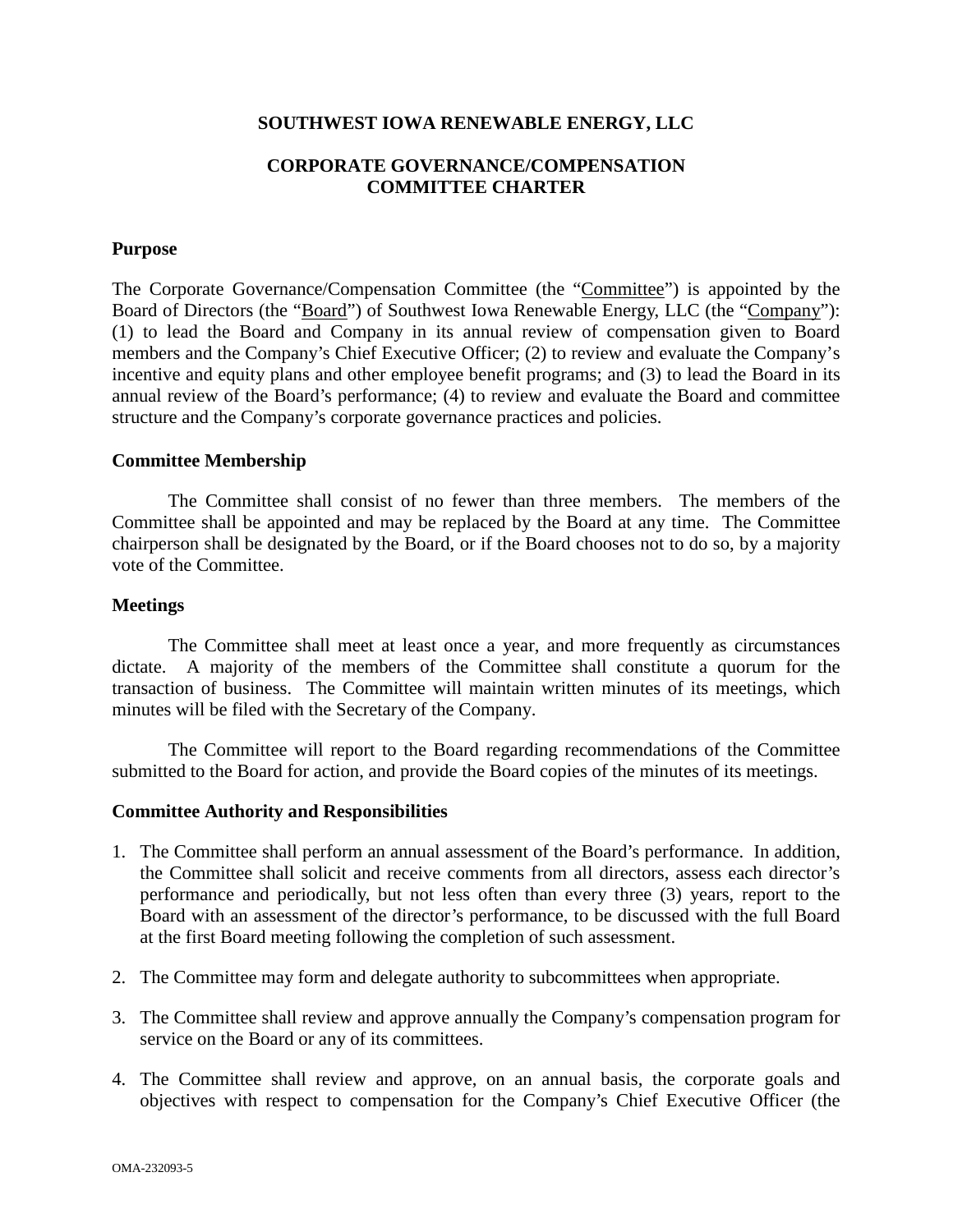# SOUTHWEST IOWA RENEWABLE ENERGY, LLC

## CORPORATE GOVERNANCE/COMPENSATION COMMITTEE CHARTER

### Purpose

The Corporate Governance/Compensation Committee (the "Committee") is appointed by the Board of Directors (the "Board") of Southwest Iowa Renewable Energy, LLC (the "Company"): (1) to lead the Board and Company in its annual review of compensation given to Board members and the Company's Chief Executive Officer; (2) to review and evaluate the Company's incentive and equity plans and other employee benefit programs; and (3) to lead the Board in its annual review of the Board's performance; (4) to review and evaluate the Board and committee structure and the Company's corporate governance practices and policies.

### Committee Membership

The Committee shall consist of no fewer than three members. The members of the Committee shall be appointed and may be replaced by the Board at any time. The Committee chairperson shall be designated by the Board, or if the Board chooses not to do so, by a majority vote of the Committee.

### Meetings

The Committee shall meet at least once a year, and more frequently as circumstances dictate. A majority of the members of the Committee shall constitute a quorum for the transaction of business. The Committee will maintain written minutes of its meetings, which minutes will be filed with the Secretary of the Company.

The Committee will report to the Board regarding recommendations of the Committee submitted to the Board for action, and provide the Board copies of the minutes of its meetings.

### Committee Authority and Responsibilities

1. The Committee shall perform an annual assessment of the Board's performance. In addition, the Committee shall solicit and receive comments from all directors, assess each director's performance and periodically, but not less often than every three (3) years, report to the Board with an assessment of the director's performance, to be discussed with the full Board at the first Board meeting following the completion of such assessment.

2. The Committee may form and delegate authority to subcommittees when appropriate.

3. The Committee shall review and approve annually the Company's compensation program for service on the Board or any of its committees.

4. The Committee shall review and approve, on an annual basis, the corporate goals and objectives with respect to compensation for the Company's Chief Executive Officer (the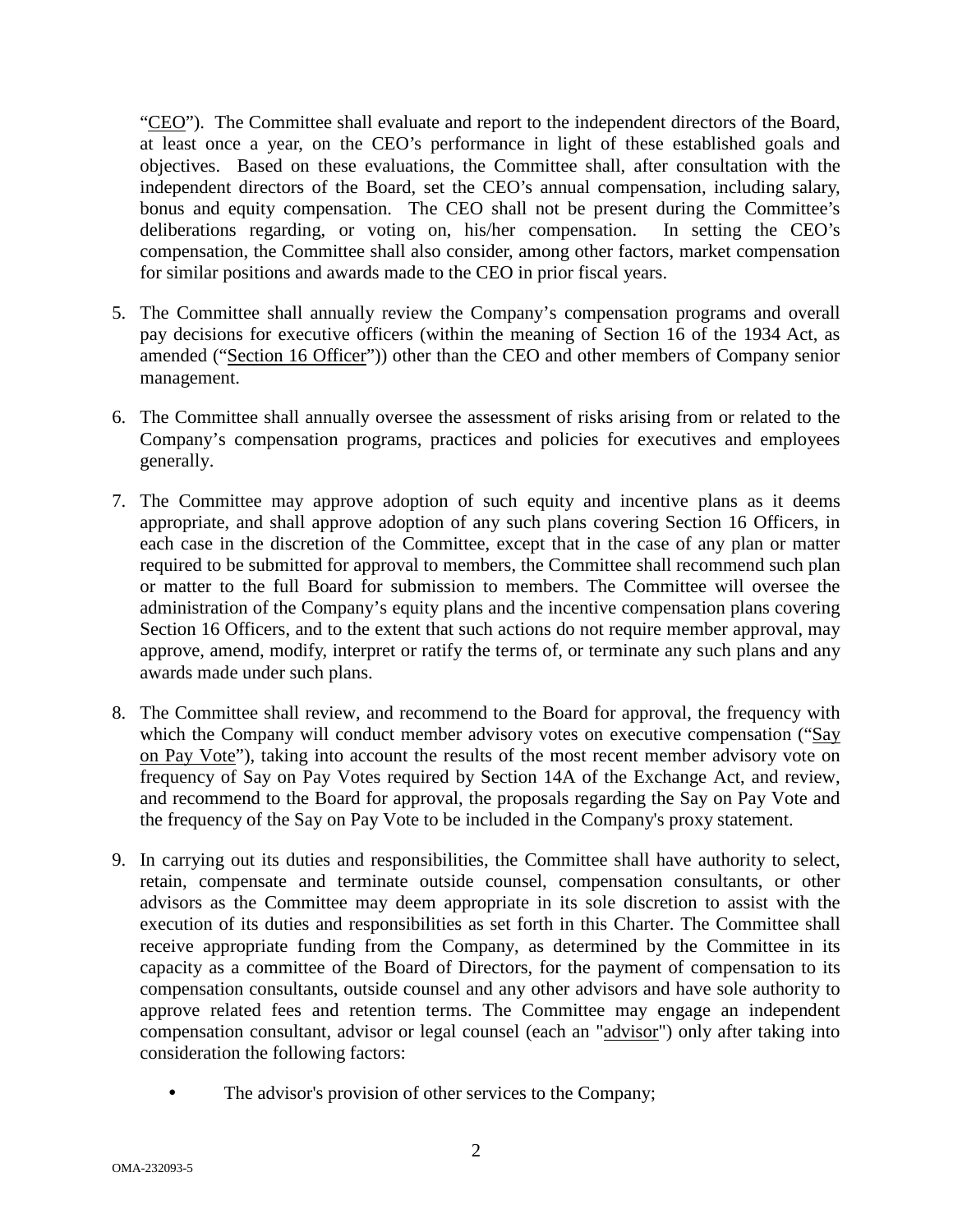"CEO"). The Committee shall evaluate and report to the independent directors of the Board, at least once a year, on the CEO's performance in light of these established goals and objectives. Based on these evaluations, the Committee shall, after consultation with the independent directors of the Board, set the CEO's annual compensation, including salary, bonus and equity compensation. The CEO shall not be present during the Committee's deliberations regarding, or voting on, his/her compensation. In setting the CEO's compensation, the Committee shall also consider, among other factors, market compensation for similar positions and awards made to the CEO in prior fiscal years.

5. The Committee shall annually review the Company's compensation programs and overall pay decisions for executive officers (within the meaning of Section 16 of the 1934 Act, as amended ("Section 16 Officer")) other than the CEO and other members of Company senior management.

6. The Committee shall annually oversee the assessment of risks arising from or related to the Company's compensation programs, practices and policies for executives and employees generally.

7. The Committee may approve adoption of such equity and incentive plans as it deems appropriate, and shall approve adoption of any such plans covering Section 16 Officers, in each case in the discretion of the Committee, except that in the case of any plan or matter required to be submitted for approval to members, the Committee shall recommend such plan or matter to the full Board for submission to members. The Committee will oversee the administration of the Company's equity plans and the incentive compensation plans covering Section 16 Officers, and to the extent that such actions do not require member approval, may approve, amend, modify, interpret or ratify the terms of, or terminate any such plans and any awards made under such plans.

8. The Committee shall review, and recommend to the Board for approval, the frequency with which the Company will conduct member advisory votes on executive compensation ("Say on Pay Vote"), taking into account the results of the most recent member advisory vote on frequency of Say on Pay Votes required by Section 14A of the Exchange Act, and review, and recommend to the Board for approval, the proposals regarding the Say on Pay Vote and the frequency of the Say on Pay Vote to be included in the Company's proxy statement.

9. In carrying out its duties and responsibilities, the Committee shall have authority to select, retain, compensate and terminate outside counsel, compensation consultants, or other advisors as the Committee may deem appropriate in its sole discretion to assist with the execution of its duties and responsibilities as set forth in this Charter. The Committee shall receive appropriate funding from the Company, as determined by the Committee in its capacity as a committee of the Board of Directors, for the payment of compensation to its compensation consultants, outside counsel and any other advisors and have sole authority to approve related fees and retention terms. The Committee may engage an independent compensation consultant, advisor or legal counsel (each an "advisor") only after taking into consideration the following factors:

   - The advisor's provision of other services to the Company;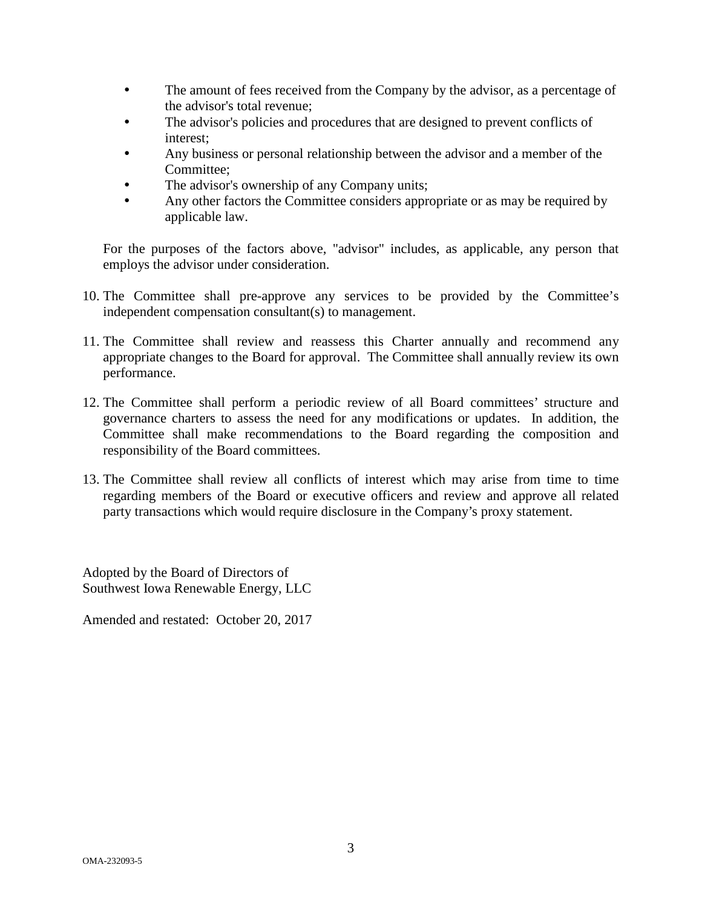- The amount of fees received from the Company by the advisor, as a percentage of the advisor's total revenue;
- The advisor's policies and procedures that are designed to prevent conflicts of interest;
- Any business or personal relationship between the advisor and a member of the Committee;
- The advisor's ownership of any Company units;
- Any other factors the Committee considers appropriate or as may be required by applicable law.

For the purposes of the factors above, "advisor" includes, as applicable, any person that employs the advisor under consideration.

10. The Committee shall pre-approve any services to be provided by the Committee's independent compensation consultant(s) to management.

11. The Committee shall review and reassess this Charter annually and recommend any appropriate changes to the Board for approval. The Committee shall annually review its own performance.

12. The Committee shall perform a periodic review of all Board committees' structure and governance charters to assess the need for any modifications or updates. In addition, the Committee shall make recommendations to the Board regarding the composition and responsibility of the Board committees.

13. The Committee shall review all conflicts of interest which may arise from time to time regarding members of the Board or executive officers and review and approve all related party transactions which would require disclosure in the Company's proxy statement.

Adopted by the Board of Directors of
Southwest Iowa Renewable Energy, LLC

Amended and restated: October 20, 2017

OMA-232093-5